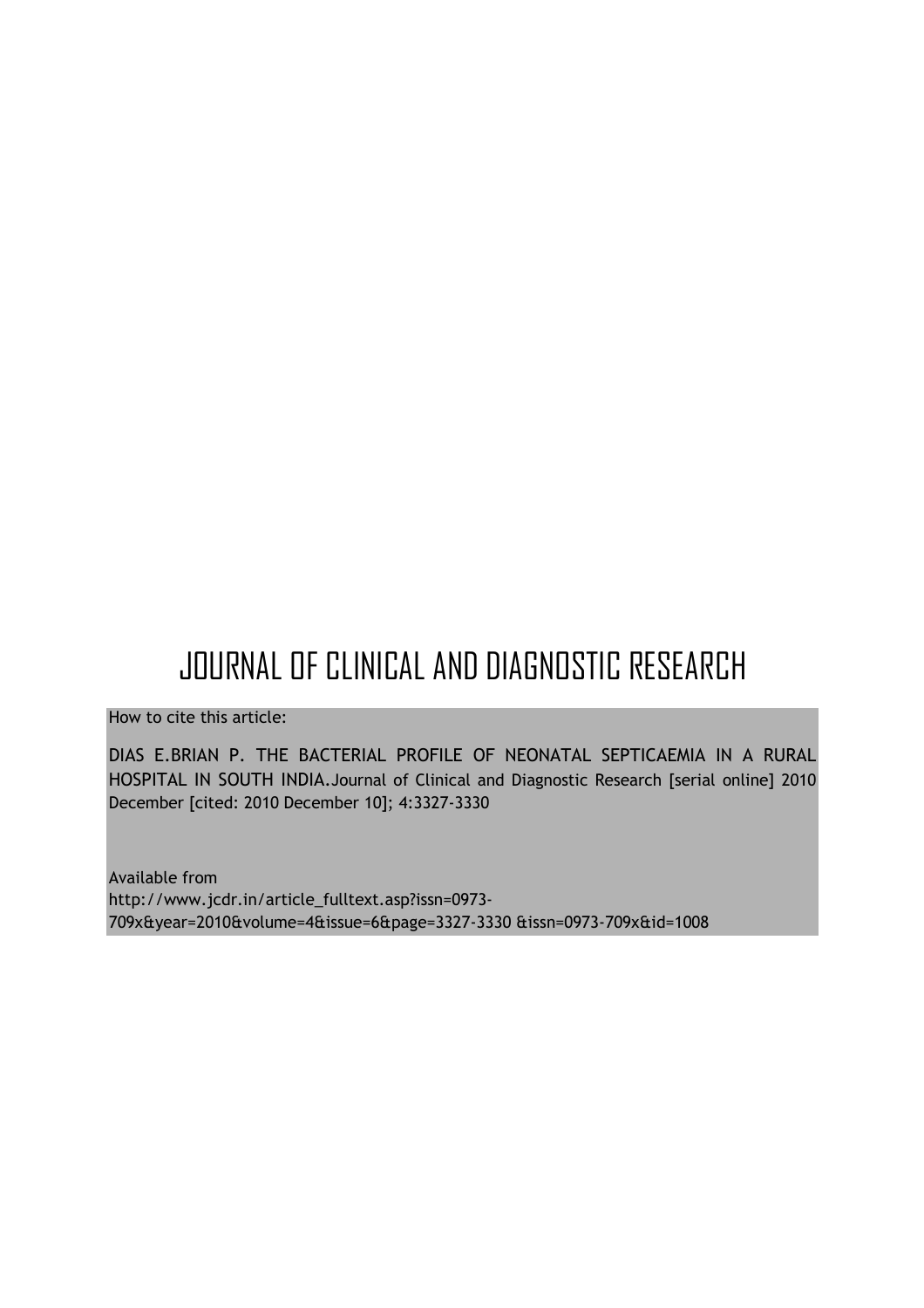# JOURNAL OF CLINICAL AND DIAGNOSTIC RESEARCH

How to cite this article:

DIAS E.BRIAN P. THE BACTERIAL PROFILE OF NEONATAL SEPTICAEMIA IN A RURAL HOSPITAL IN SOUTH INDIA.Journal of Clinical and Diagnostic Research [serial online] 2010 December [cited: 2010 December 10]; 4:3327-3330

Available from
http://www.jcdr.in/article_fulltext.asp?issn=0973-709x&year=2010&volume=4&issue=6&page=3327-3330 &issn=0973-709x&id=1008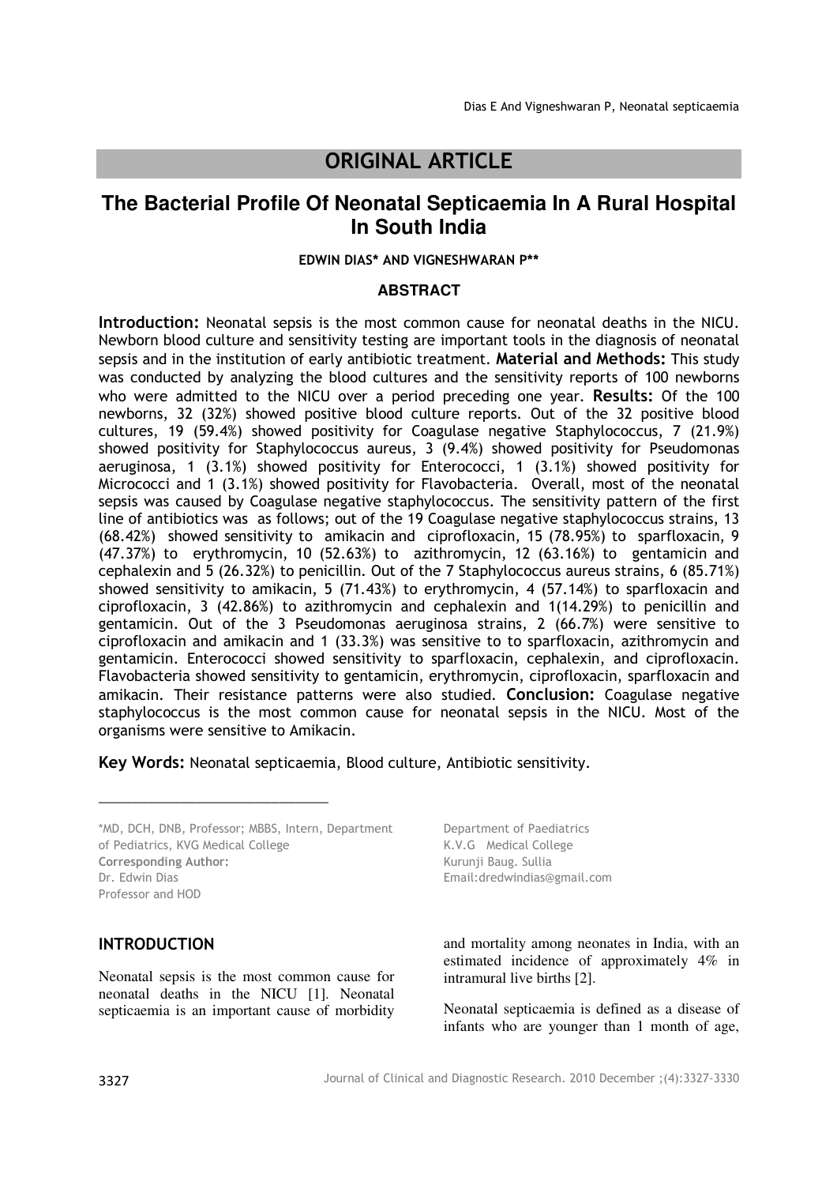# ORIGINAL ARTICLE

## The Bacterial Profile Of Neonatal Septicaemia In A Rural Hospital In South India

**EDWIN DIAS\* AND VIGNESHWARAN P\*\***

### ABSTRACT

**Introduction:** Neonatal sepsis is the most common cause for neonatal deaths in the NICU. Newborn blood culture and sensitivity testing are important tools in the diagnosis of neonatal sepsis and in the institution of early antibiotic treatment. **Material and Methods:** This study was conducted by analyzing the blood cultures and the sensitivity reports of 100 newborns who were admitted to the NICU over a period preceding one year. **Results:** Of the 100 newborns, 32 (32%) showed positive blood culture reports. Out of the 32 positive blood cultures, 19 (59.4%) showed positivity for Coagulase negative Staphylococcus, 7 (21.9%) showed positivity for Staphylococcus aureus, 3 (9.4%) showed positivity for Pseudomonas aeruginosa, 1 (3.1%) showed positivity for Enterococci, 1 (3.1%) showed positivity for Micrococci and 1 (3.1%) showed positivity for Flavobacteria. Overall, most of the neonatal sepsis was caused by Coagulase negative staphylococcus. The sensitivity pattern of the first line of antibiotics was as follows; out of the 19 Coagulase negative staphylococcus strains, 13 (68.42%) showed sensitivity to amikacin and ciprofloxacin, 15 (78.95%) to sparfloxacin, 9 (47.37%) to erythromycin, 10 (52.63%) to azithromycin, 12 (63.16%) to gentamicin and cephalexin and 5 (26.32%) to penicillin. Out of the 7 Staphylococcus aureus strains, 6 (85.71%) showed sensitivity to amikacin, 5 (71.43%) to erythromycin, 4 (57.14%) to sparfloxacin and ciprofloxacin, 3 (42.86%) to azithromycin and cephalexin and 1(14.29%) to penicillin and gentamicin. Out of the 3 Pseudomonas aeruginosa strains, 2 (66.7%) were sensitive to ciprofloxacin and amikacin and 1 (33.3%) was sensitive to to sparfloxacin, azithromycin and gentamicin. Enterococci showed sensitivity to sparfloxacin, cephalexin, and ciprofloxacin. Flavobacteria showed sensitivity to gentamicin, erythromycin, ciprofloxacin, sparfloxacin and amikacin. Their resistance patterns were also studied. **Conclusion:** Coagulase negative staphylococcus is the most common cause for neonatal sepsis in the NICU. Most of the organisms were sensitive to Amikacin.

**Key Words:** Neonatal septicaemia, Blood culture, Antibiotic sensitivity.

---

\*MD, DCH, DNB, Professor; MBBS, Intern, Department of Pediatrics, KVG Medical College
**Corresponding Author:**
Dr. Edwin Dias
Professor and HOD
Department of Paediatrics
K.V.G Medical College
Kurunji Baug. Sullia
Email:dredwindias@gmail.com

## INTRODUCTION

Neonatal sepsis is the most common cause for neonatal deaths in the NICU [1]. Neonatal septicaemia is an important cause of morbidity and mortality among neonates in India, with an estimated incidence of approximately 4% in intramural live births [2].

Neonatal septicaemia is defined as a disease of infants who are younger than 1 month of age,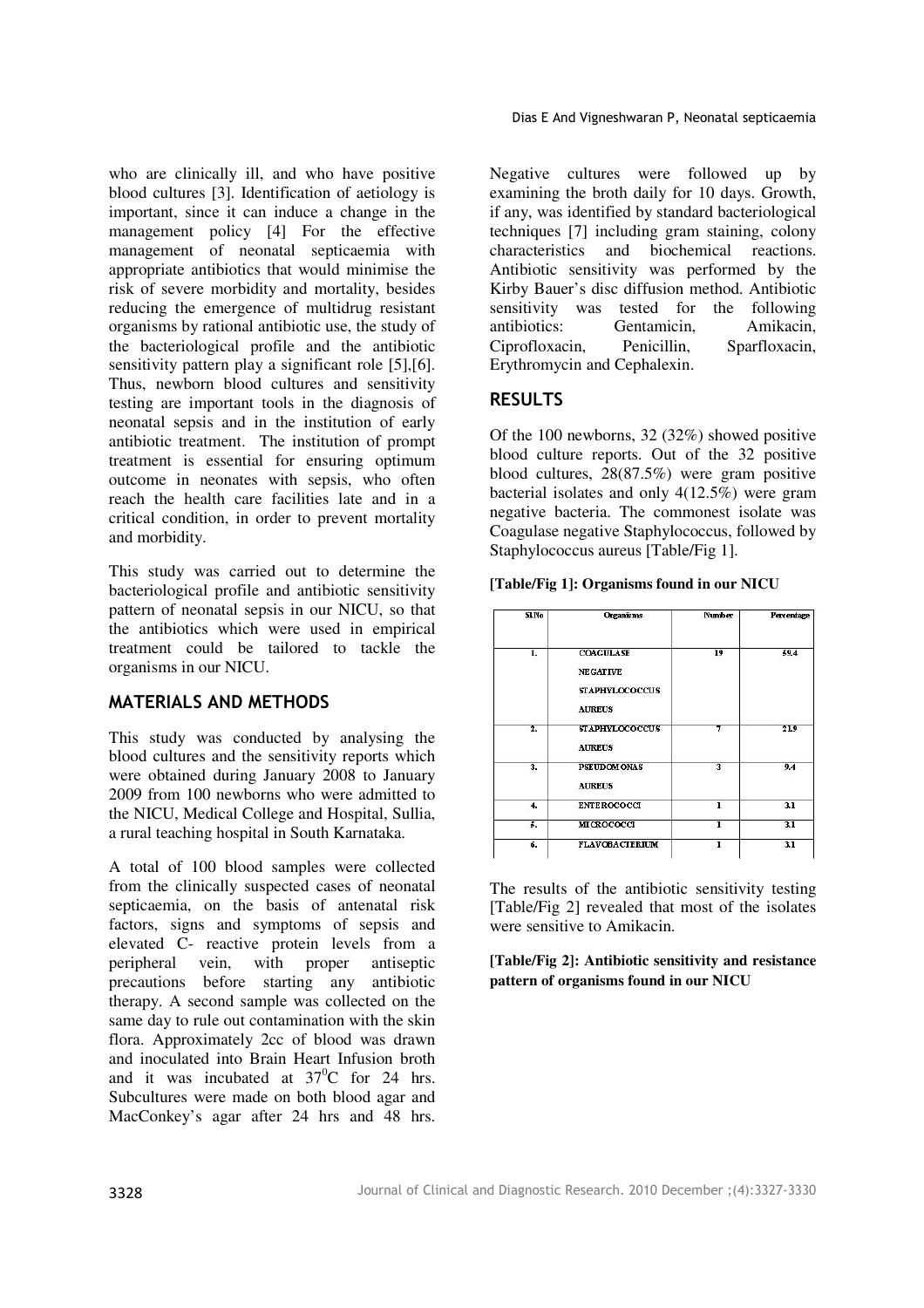who are clinically ill, and who have positive blood cultures [3]. Identification of aetiology is important, since it can induce a change in the management policy [4] For the effective management of neonatal septicaemia with appropriate antibiotics that would minimise the risk of severe morbidity and mortality, besides reducing the emergence of multidrug resistant organisms by rational antibiotic use, the study of the bacteriological profile and the antibiotic sensitivity pattern play a significant role [5],[6]. Thus, newborn blood cultures and sensitivity testing are important tools in the diagnosis of neonatal sepsis and in the institution of early antibiotic treatment. The institution of prompt treatment is essential for ensuring optimum outcome in neonates with sepsis, who often reach the health care facilities late and in a critical condition, in order to prevent mortality and morbidity.

This study was carried out to determine the bacteriological profile and antibiotic sensitivity pattern of neonatal sepsis in our NICU, so that the antibiotics which were used in empirical treatment could be tailored to tackle the organisms in our NICU.

## MATERIALS AND METHODS

This study was conducted by analysing the blood cultures and the sensitivity reports which were obtained during January 2008 to January 2009 from 100 newborns who were admitted to the NICU, Medical College and Hospital, Sullia, a rural teaching hospital in South Karnataka.

A total of 100 blood samples were collected from the clinically suspected cases of neonatal septicaemia, on the basis of antenatal risk factors, signs and symptoms of sepsis and elevated C- reactive protein levels from a peripheral vein, with proper antiseptic precautions before starting any antibiotic therapy. A second sample was collected on the same day to rule out contamination with the skin flora. Approximately 2cc of blood was drawn and inoculated into Brain Heart Infusion broth and it was incubated at $37^0$C for 24 hrs. Subcultures were made on both blood agar and MacConkey's agar after 24 hrs and 48 hrs. Negative cultures were followed up by examining the broth daily for 10 days. Growth, if any, was identified by standard bacteriological techniques [7] including gram staining, colony characteristics and biochemical reactions. Antibiotic sensitivity was performed by the Kirby Bauer's disc diffusion method. Antibiotic sensitivity was tested for the following antibiotics: Gentamicin, Amikacin, Ciprofloxacin, Penicillin, Sparfloxacin, Erythromycin and Cephalexin.

## RESULTS

Of the 100 newborns, 32 (32%) showed positive blood culture reports. Out of the 32 positive blood cultures, 28(87.5%) were gram positive bacterial isolates and only 4(12.5%) were gram negative bacteria. The commonest isolate was Coagulase negative Staphylococcus, followed by Staphylococcus aureus [Table/Fig 1].

**[Table/Fig 1]: Organisms found in our NICU**

| Sl.No | Organisms | Number | Percentage |
|---|---|---|---|
| 1. | COAGULASE NEGATIVE STAPHYLOCOCCUS AUREUS | 19 | 59.4 |
| 2. | STAPHYLOCOCCUS AUREUS | 7 | 21.9 |
| 3. | PSEUDOMONAS AUREUS | 3 | 9.4 |
| 4. | ENTEROCOCCI | 1 | 3.1 |
| 5. | MICROCOCCI | 1 | 3.1 |
| 6. | FLAVOBACTERIUM | 1 | 3.1 |

The results of the antibiotic sensitivity testing [Table/Fig 2] revealed that most of the isolates were sensitive to Amikacin.

**[Table/Fig 2]: Antibiotic sensitivity and resistance pattern of organisms found in our NICU**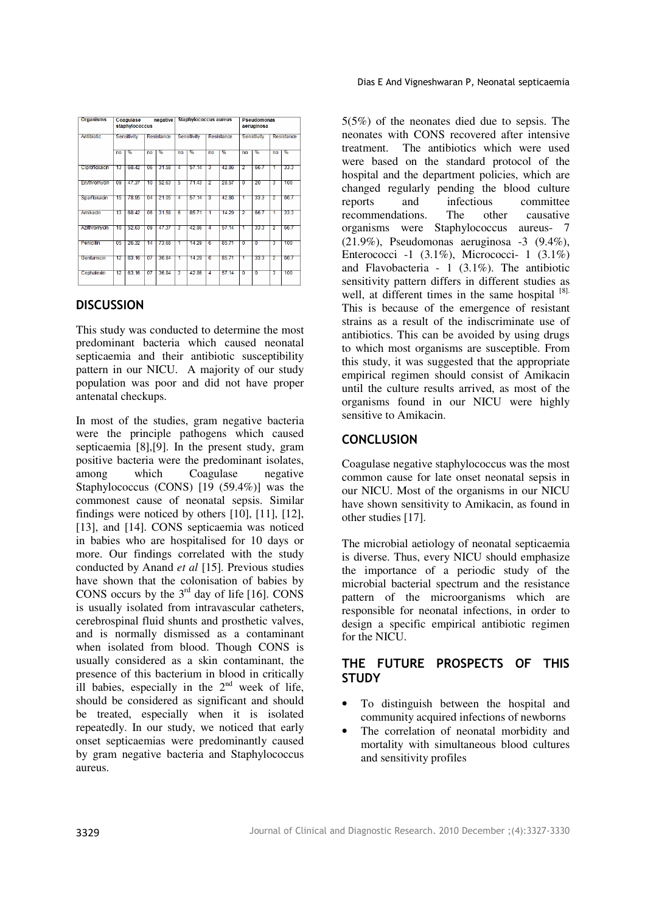| Organisms | Coagulase negative staphylococcus | | | | Staphylococcus aureus | | | | Pseudomonas aeruginosa | | | |
|---|---|---|---|---|---|---|---|---|---|---|---|---|
| Antibiotic | Sensitivity | | Resistance | | Sensitivity | | Resistance | | Sensitivity | | Resistance | |
| | no | % | no | % | no | % | no | % | no | % | no | % |
| Ciprofloxacin | 13 | 68.42 | 06 | 31.58 | 4 | 57.14 | 3 | 42.86 | 2 | 66.7 | 1 | 33.3 |
| Erythromycin | 09 | 47.37 | 10 | 52.63 | 5 | 71.43 | 2 | 28.57 | 0 | 20 | 3 | 100 |
| Sparfloxacin | 15 | 78.95 | 04 | 21.05 | 4 | 57.14 | 3 | 42.86 | 1 | 33.3 | 2 | 66.7 |
| Amikacin | 13 | 68.42 | 06 | 31.58 | 6 | 85.71 | 1 | 14.29 | 2 | 66.7 | 1 | 33.3 |
| Azithromycin | 10 | 52.63 | 09 | 47.37 | 3 | 42.86 | 4 | 57.14 | 1 | 33.3 | 2 | 66.7 |
| Penicillin | 05 | 26.32 | 14 | 73.68 | 1 | 14.29 | 6 | 85.71 | 0 | 0 | 3 | 100 |
| Gentamicin | 12 | 63.16 | 07 | 36.84 | 1 | 14.29 | 6 | 85.71 | 1 | 33.3 | 2 | 66.7 |
| Cephalexin | 12 | 63.16 | 07 | 36.84 | 3 | 42.86 | 4 | 57.14 | 0 | 0 | 3 | 100 |

## DISCUSSION

This study was conducted to determine the most predominant bacteria which caused neonatal septicaemia and their antibiotic susceptibility pattern in our NICU. A majority of our study population was poor and did not have proper antenatal checkups.

In most of the studies, gram negative bacteria were the principle pathogens which caused septicaemia [8],[9]. In the present study, gram positive bacteria were the predominant isolates, among which Coagulase negative Staphylococcus (CONS) [19 (59.4%)] was the commonest cause of neonatal sepsis. Similar findings were noticed by others [10], [11], [12], [13], and [14]. CONS septicaemia was noticed in babies who are hospitalised for 10 days or more. Our findings correlated with the study conducted by Anand *et al* [15]. Previous studies have shown that the colonisation of babies by CONS occurs by the 3rd day of life [16]. CONS is usually isolated from intravascular catheters, cerebrospinal fluid shunts and prosthetic valves, and is normally dismissed as a contaminant when isolated from blood. Though CONS is usually considered as a skin contaminant, the presence of this bacterium in blood in critically ill babies, especially in the 2nd week of life, should be considered as significant and should be treated, especially when it is isolated repeatedly. In our study, we noticed that early onset septicaemias were predominantly caused by gram negative bacteria and Staphylococcus aureus.

5(5%) of the neonates died due to sepsis. The neonates with CONS recovered after intensive treatment. The antibiotics which were used were based on the standard protocol of the hospital and the department policies, which are changed regularly pending the blood culture reports and infectious committee recommendations. The other causative organisms were Staphylococcus aureus- 7 (21.9%), Pseudomonas aeruginosa -3 (9.4%), Enterococci -1 (3.1%), Micrococci- 1 (3.1%) and Flavobacteria - 1 (3.1%). The antibiotic sensitivity pattern differs in different studies as well, at different times in the same hospital [8]. This is because of the emergence of resistant strains as a result of the indiscriminate use of antibiotics. This can be avoided by using drugs to which most organisms are susceptible. From this study, it was suggested that the appropriate empirical regimen should consist of Amikacin until the culture results arrived, as most of the organisms found in our NICU were highly sensitive to Amikacin.

## CONCLUSION

Coagulase negative staphylococcus was the most common cause for late onset neonatal sepsis in our NICU. Most of the organisms in our NICU have shown sensitivity to Amikacin, as found in other studies [17].

The microbial aetiology of neonatal septicaemia is diverse. Thus, every NICU should emphasize the importance of a periodic study of the microbial bacterial spectrum and the resistance pattern of the microorganisms which are responsible for neonatal infections, in order to design a specific empirical antibiotic regimen for the NICU.

## THE FUTURE PROSPECTS OF THIS STUDY

- To distinguish between the hospital and community acquired infections of newborns
- The correlation of neonatal morbidity and mortality with simultaneous blood cultures and sensitivity profiles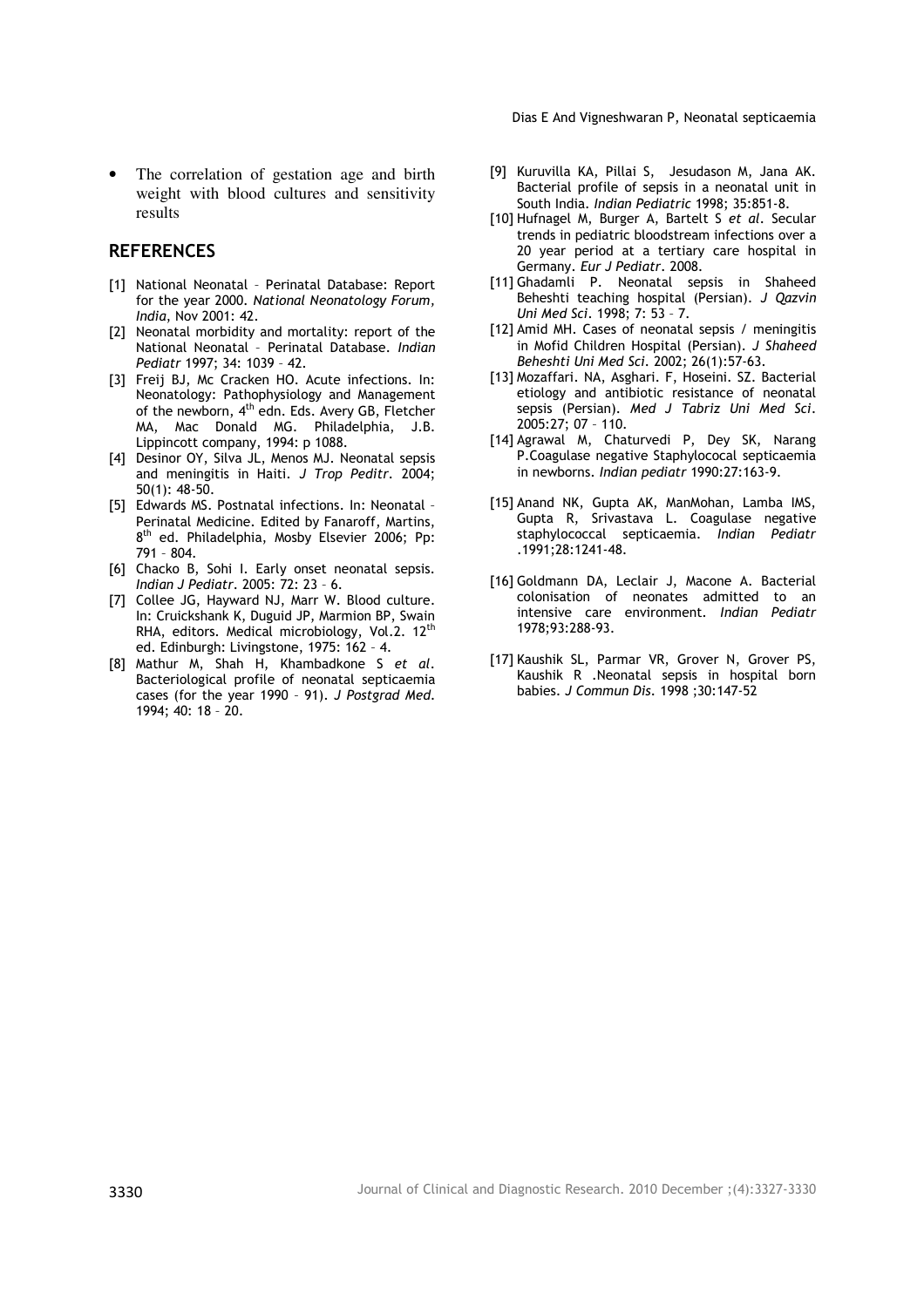- The correlation of gestation age and birth weight with blood cultures and sensitivity results

## REFERENCES

[1] National Neonatal – Perinatal Database: Report for the year 2000. *National Neonatology Forum, India*, Nov 2001: 42.

[2] Neonatal morbidity and mortality: report of the National Neonatal – Perinatal Database. *Indian Pediatr* 1997; 34: 1039 – 42.

[3] Freij BJ, Mc Cracken HO. Acute infections. In: Neonatology: Pathophysiology and Management of the newborn, 4th edn. Eds. Avery GB, Fletcher MA, Mac Donald MG. Philadelphia, J.B. Lippincott company, 1994: p 1088.

[4] Desinor OY, Silva JL, Menos MJ. Neonatal sepsis and meningitis in Haiti. *J Trop Peditr*. 2004; 50(1): 48-50.

[5] Edwards MS. Postnatal infections. In: Neonatal – Perinatal Medicine. Edited by Fanaroff, Martins, 8th ed. Philadelphia, Mosby Elsevier 2006; Pp: 791 – 804.

[6] Chacko B, Sohi I. Early onset neonatal sepsis. *Indian J Pediatr*. 2005: 72: 23 – 6.

[7] Collee JG, Hayward NJ, Marr W. Blood culture. In: Cruickshank K, Duguid JP, Marmion BP, Swain RHA, editors. Medical microbiology, Vol.2. 12th ed. Edinburgh: Livingstone, 1975: 162 – 4.

[8] Mathur M, Shah H, Khambadkone S *et al*. Bacteriological profile of neonatal septicaemia cases (for the year 1990 – 91). *J Postgrad Med*. 1994; 40: 18 – 20.

[9] Kuruvilla KA, Pillai S, Jesudason M, Jana AK. Bacterial profile of sepsis in a neonatal unit in South India. *Indian Pediatric* 1998; 35:851-8.

[10] Hufnagel M, Burger A, Bartelt S *et al*. Secular trends in pediatric bloodstream infections over a 20 year period at a tertiary care hospital in Germany. *Eur J Pediatr*. 2008.

[11] Ghadamli P. Neonatal sepsis in Shaheed Beheshti teaching hospital (Persian). *J Qazvin Uni Med Sci*. 1998; 7: 53 – 7.

[12] Amid MH. Cases of neonatal sepsis / meningitis in Mofid Children Hospital (Persian). *J Shaheed Beheshti Uni Med Sci*. 2002; 26(1):57-63.

[13] Mozaffari. NA, Asghari. F, Hoseini. SZ. Bacterial etiology and antibiotic resistance of neonatal sepsis (Persian). *Med J Tabriz Uni Med Sci*. 2005:27; 07 – 110.

[14] Agrawal M, Chaturvedi P, Dey SK, Narang P.Coagulase negative Staphylococal septicaemia in newborns. *Indian pediatr* 1990:27:163-9.

[15] Anand NK, Gupta AK, ManMohan, Lamba IMS, Gupta R, Srivastava L. Coagulase negative staphylococcal septicaemia. *Indian Pediatr* .1991;28:1241-48.

[16] Goldmann DA, Leclair J, Macone A. Bacterial colonisation of neonates admitted to an intensive care environment. *Indian Pediatr* 1978;93:288-93.

[17] Kaushik SL, Parmar VR, Grover N, Grover PS, Kaushik R .Neonatal sepsis in hospital born babies. *J Commun Dis*. 1998 ;30:147-52